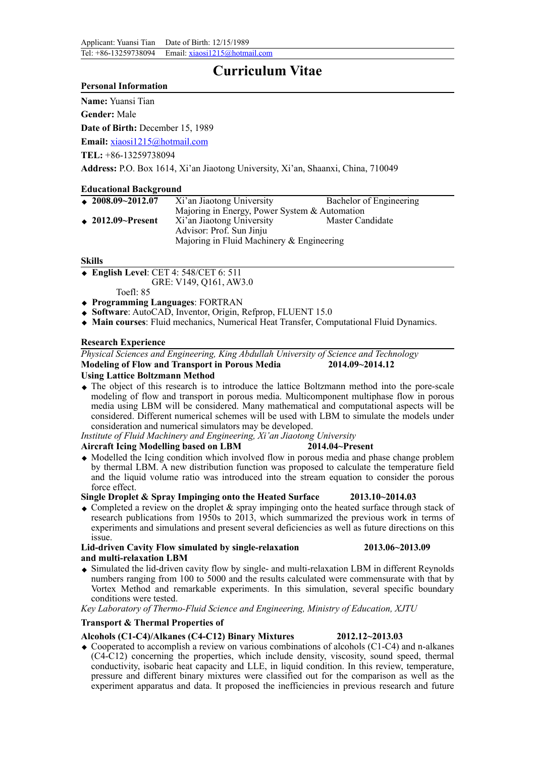Applicant: Yuansi Tian    Date of Birth: 12/15/1989
Tel: +86-13259738094    Email: xiaosi1215@hotmail.com

# Curriculum Vitae

## Personal Information

**Name:** Yuansi Tian

**Gender:** Male

**Date of Birth:** December 15, 1989

**Email:** xiaosi1215@hotmail.com

**TEL:** +86-13259738094

**Address:** P.O. Box 1614, Xi'an Jiaotong University, Xi'an, Shaanxi, China, 710049

## Educational Background

- **2008.09~2012.07**  Xi'an Jiaotong University  Bachelor of Engineering
  Majoring in Energy, Power System & Automation
- **2012.09~Present**  Xi'an Jiaotong University  Master Candidate
  Advisor: Prof. Sun Jinju
  Majoring in Fluid Machinery & Engineering

## Skills

- **English Level**: CET 4: 548/CET 6: 511
  GRE: V149, Q161, AW3.0
  Toefl: 85
- **Programming Languages**: FORTRAN
- **Software**: AutoCAD, Inventor, Origin, Refprop, FLUENT 15.0
- **Main courses**: Fluid mechanics, Numerical Heat Transfer, Computational Fluid Dynamics.

## Research Experience

*Physical Sciences and Engineering, King Abdullah University of Science and Technology*

**Modeling of Flow and Transport in Porous Media Using Lattice Boltzmann Method**  **2014.09~2014.12**

- The object of this research is to introduce the lattice Boltzmann method into the pore-scale modeling of flow and transport in porous media. Multicomponent multiphase flow in porous media using LBM will be considered. Many mathematical and computational aspects will be considered. Different numerical schemes will be used with LBM to simulate the models under consideration and numerical simulators may be developed.

*Institute of Fluid Machinery and Engineering, Xi'an Jiaotong University*

**Aircraft Icing Modelling based on LBM**  **2014.04~Present**

- Modelled the Icing condition which involved flow in porous media and phase change problem by thermal LBM. A new distribution function was proposed to calculate the temperature field and the liquid volume ratio was introduced into the stream equation to consider the porous force effect.

**Single Droplet & Spray Impinging onto the Heated Surface**  **2013.10~2014.03**

- Completed a review on the droplet & spray impinging onto the heated surface through stack of research publications from 1950s to 2013, which summarized the previous work in terms of experiments and simulations and present several deficiencies as well as future directions on this issue.

**Lid-driven Cavity Flow simulated by single-relaxation and multi-relaxation LBM**  **2013.06~2013.09**

- Simulated the lid-driven cavity flow by single- and multi-relaxation LBM in different Reynolds numbers ranging from 100 to 5000 and the results calculated were commensurate with that by Vortex Method and remarkable experiments. In this simulation, several specific boundary conditions were tested.

*Key Laboratory of Thermo-Fluid Science and Engineering, Ministry of Education, XJTU*

**Transport & Thermal Properties of Alcohols (C1-C4)/Alkanes (C4-C12) Binary Mixtures**  **2012.12~2013.03**

- Cooperated to accomplish a review on various combinations of alcohols (C1-C4) and n-alkanes (C4-C12) concerning the properties, which include density, viscosity, sound speed, thermal conductivity, isobaric heat capacity and LLE, in liquid condition. In this review, temperature, pressure and different binary mixtures were classified out for the comparison as well as the experiment apparatus and data. It proposed the inefficiencies in previous research and future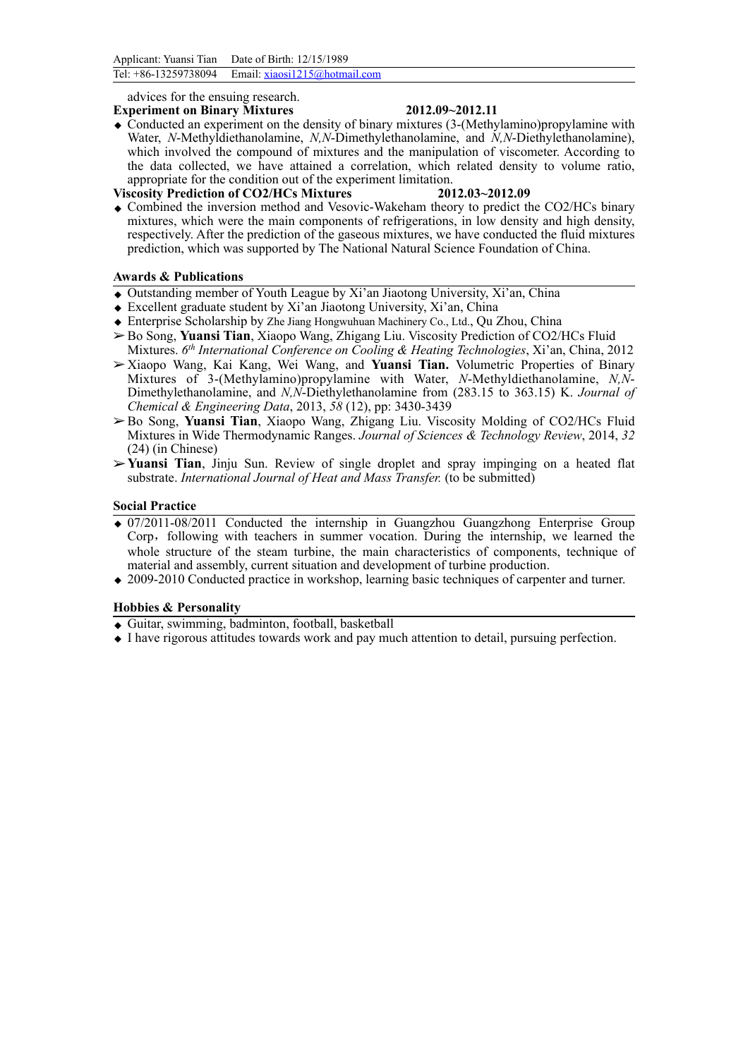advices for the ensuing research.

**Experiment on Binary Mixtures** **2012.09~2012.11**

- Conducted an experiment on the density of binary mixtures (3-(Methylamino)propylamine with Water, *N*-Methyldiethanolamine, *N,N*-Dimethylethanolamine, and *N,N*-Diethylethanolamine), which involved the compound of mixtures and the manipulation of viscometer. According to the data collected, we have attained a correlation, which related density to volume ratio, appropriate for the condition out of the experiment limitation.

**Viscosity Prediction of CO2/HCs Mixtures** **2012.03~2012.09**

- Combined the inversion method and Vesovic-Wakeham theory to predict the CO2/HCs binary mixtures, which were the main components of refrigerations, in low density and high density, respectively. After the prediction of the gaseous mixtures, we have conducted the fluid mixtures prediction, which was supported by The National Natural Science Foundation of China.

## Awards & Publications

- Outstanding member of Youth League by Xi'an Jiaotong University, Xi'an, China
- Excellent graduate student by Xi'an Jiaotong University, Xi'an, China
- Enterprise Scholarship by Zhe Jiang Hongwuhuan Machinery Co., Ltd., Qu Zhou, China

➢ Bo Song, **Yuansi Tian**, Xiaopo Wang, Zhigang Liu. Viscosity Prediction of CO2/HCs Fluid Mixtures. *6th International Conference on Cooling & Heating Technologies*, Xi'an, China, 2012

➢ Xiaopo Wang, Kai Kang, Wei Wang, and **Yuansi Tian.** Volumetric Properties of Binary Mixtures of 3-(Methylamino)propylamine with Water, *N*-Methyldiethanolamine, *N,N*-Dimethylethanolamine, and *N,N*-Diethylethanolamine from (283.15 to 363.15) K. *Journal of Chemical & Engineering Data*, 2013, *58* (12), pp: 3430-3439

➢ Bo Song, **Yuansi Tian**, Xiaopo Wang, Zhigang Liu. Viscosity Molding of CO2/HCs Fluid Mixtures in Wide Thermodynamic Ranges. *Journal of Sciences & Technology Review*, 2014, *32* (24) (in Chinese)

➢ **Yuansi Tian**, Jinju Sun. Review of single droplet and spray impinging on a heated flat substrate. *International Journal of Heat and Mass Transfer.* (to be submitted)

## Social Practice

- 07/2011-08/2011 Conducted the internship in Guangzhou Guangzhong Enterprise Group Corp，following with teachers in summer vocation. During the internship, we learned the whole structure of the steam turbine, the main characteristics of components, technique of material and assembly, current situation and development of turbine production.
- 2009-2010 Conducted practice in workshop, learning basic techniques of carpenter and turner.

## Hobbies & Personality

- Guitar, swimming, badminton, football, basketball
- I have rigorous attitudes towards work and pay much attention to detail, pursuing perfection.